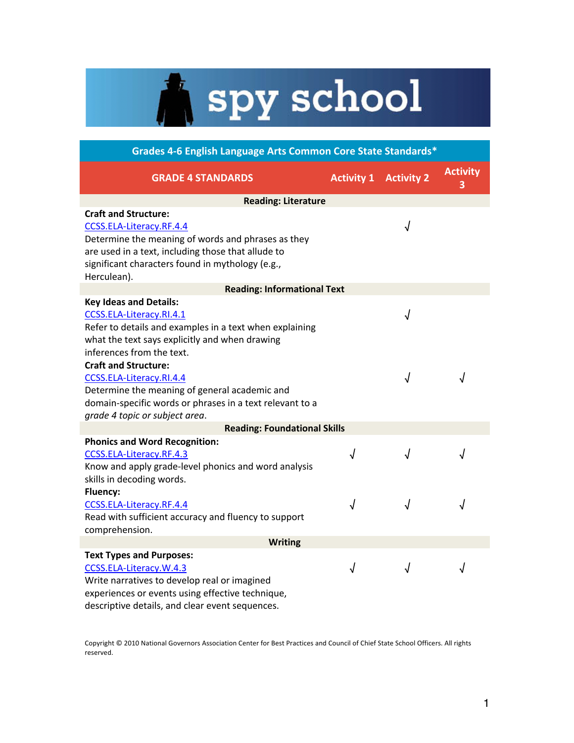# spy school

| Grades 4-6 English Language Arts Common Core State Standards* | | | |
|---|---|---|---|
| **GRADE 4 STANDARDS** | **Activity 1** | **Activity 2** | **Activity 3** |
| **Reading: Literature** | | | |
| **Craft and Structure:**<br>CCSS.ELA-Literacy.RF.4.4<br>Determine the meaning of words and phrases as they are used in a text, including those that allude to significant characters found in mythology (e.g., Herculean). | | √ | |
| **Reading: Informational Text** | | | |
| **Key Ideas and Details:**<br>CCSS.ELA-Literacy.RI.4.1<br>Refer to details and examples in a text when explaining what the text says explicitly and when drawing inferences from the text. | | √ | |
| **Craft and Structure:**<br>CCSS.ELA-Literacy.RI.4.4<br>Determine the meaning of general academic and domain-specific words or phrases in a text relevant to a *grade 4 topic or subject area*. | | √ | √ |
| **Reading: Foundational Skills** | | | |
| **Phonics and Word Recognition:**<br>CCSS.ELA-Literacy.RF.4.3<br>Know and apply grade-level phonics and word analysis skills in decoding words. | √ | √ | √ |
| **Fluency:**<br>CCSS.ELA-Literacy.RF.4.4<br>Read with sufficient accuracy and fluency to support comprehension. | √ | √ | √ |
| **Writing** | | | |
| **Text Types and Purposes:**<br>CCSS.ELA-Literacy.W.4.3<br>Write narratives to develop real or imagined experiences or events using effective technique, descriptive details, and clear event sequences. | √ | √ | √ |

Copyright © 2010 National Governors Association Center for Best Practices and Council of Chief State School Officers. All rights reserved.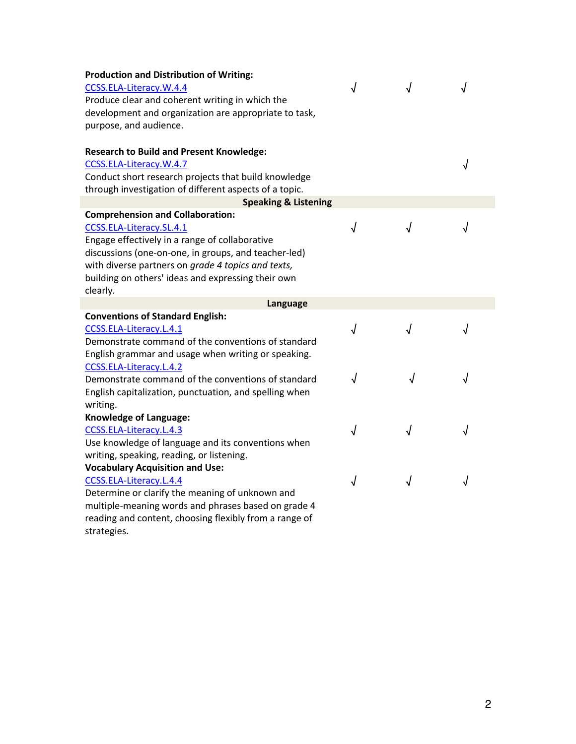| | | | |
|---|---|---|---|
| **Production and Distribution of Writing:**<br>CCSS.ELA-Literacy.W.4.4<br>Produce clear and coherent writing in which the development and organization are appropriate to task, purpose, and audience. | √ | √ | √ |
| **Research to Build and Present Knowledge:**<br>CCSS.ELA-Literacy.W.4.7<br>Conduct short research projects that build knowledge through investigation of different aspects of a topic. | | | √ |
| **Speaking & Listening** | | | |
| **Comprehension and Collaboration:**<br>CCSS.ELA-Literacy.SL.4.1<br>Engage effectively in a range of collaborative discussions (one-on-one, in groups, and teacher-led) with diverse partners on *grade 4 topics and texts,* building on others' ideas and expressing their own clearly. | √ | √ | √ |
| **Language** | | | |
| **Conventions of Standard English:**<br>CCSS.ELA-Literacy.L.4.1<br>Demonstrate command of the conventions of standard English grammar and usage when writing or speaking. | √ | √ | √ |
| CCSS.ELA-Literacy.L.4.2<br>Demonstrate command of the conventions of standard English capitalization, punctuation, and spelling when writing. | √ | √ | √ |
| **Knowledge of Language:**<br>CCSS.ELA-Literacy.L.4.3<br>Use knowledge of language and its conventions when writing, speaking, reading, or listening. | √ | √ | √ |
| **Vocabulary Acquisition and Use:**<br>CCSS.ELA-Literacy.L.4.4<br>Determine or clarify the meaning of unknown and multiple-meaning words and phrases based on grade 4 reading and content, choosing flexibly from a range of strategies. | √ | √ | √ |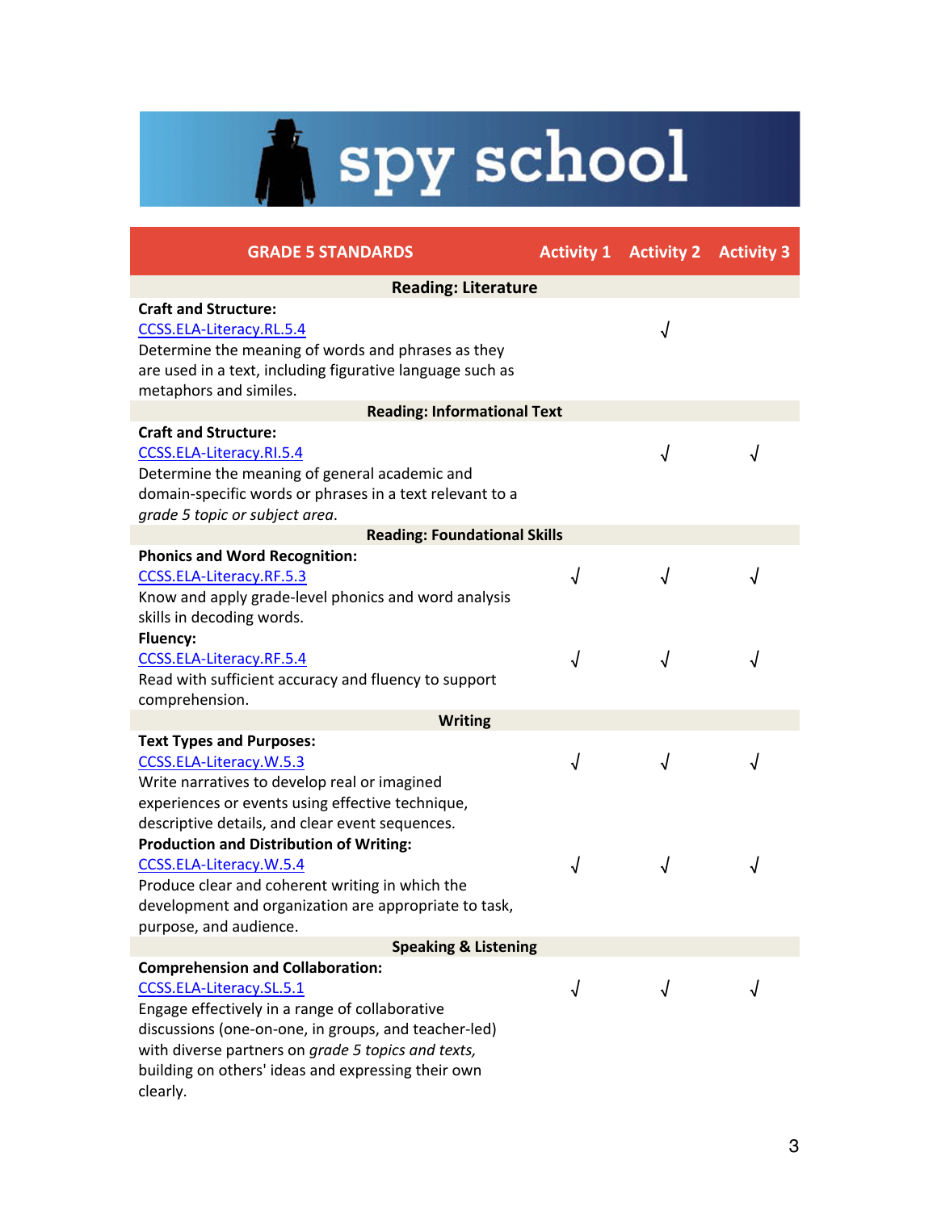# spy school

| GRADE 5 STANDARDS | Activity 1 | Activity 2 | Activity 3 |
|---|---|---|---|
| **Reading: Literature** | | | |
| **Craft and Structure:**<br>[CCSS.ELA-Literacy.RL.5.4](CCSS.ELA-Literacy.RL.5.4)<br>Determine the meaning of words and phrases as they are used in a text, including figurative language such as metaphors and similes. | | √ | |
| **Reading: Informational Text** | | | |
| **Craft and Structure:**<br>CCSS.ELA-Literacy.RI.5.4<br>Determine the meaning of general academic and domain-specific words or phrases in a text relevant to a *grade 5 topic or subject area*. | | √ | √ |
| **Reading: Foundational Skills** | | | |
| **Phonics and Word Recognition:**<br>CCSS.ELA-Literacy.RF.5.3<br>Know and apply grade-level phonics and word analysis skills in decoding words. | √ | √ | √ |
| **Fluency:**<br>CCSS.ELA-Literacy.RF.5.4<br>Read with sufficient accuracy and fluency to support comprehension. | √ | √ | √ |
| **Writing** | | | |
| **Text Types and Purposes:**<br>CCSS.ELA-Literacy.W.5.3<br>Write narratives to develop real or imagined experiences or events using effective technique, descriptive details, and clear event sequences. | √ | √ | √ |
| **Production and Distribution of Writing:**<br>CCSS.ELA-Literacy.W.5.4<br>Produce clear and coherent writing in which the development and organization are appropriate to task, purpose, and audience. | √ | √ | √ |
| **Speaking & Listening** | | | |
| **Comprehension and Collaboration:**<br>CCSS.ELA-Literacy.SL.5.1<br>Engage effectively in a range of collaborative discussions (one-on-one, in groups, and teacher-led) with diverse partners on *grade 5 topics and texts,* building on others' ideas and expressing their own clearly. | √ | √ | √ |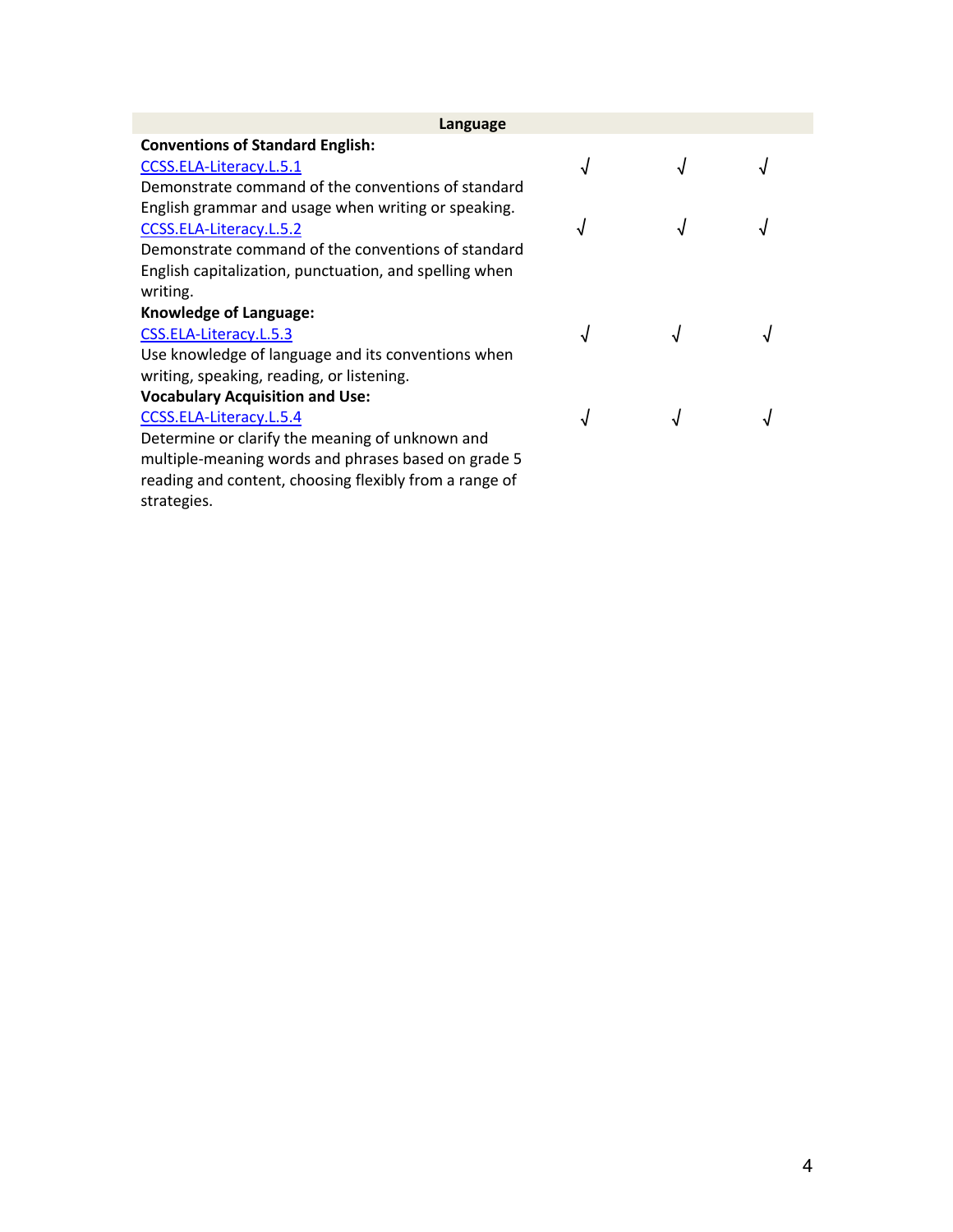| Language | | | |
|---|---|---|---|
| **Conventions of Standard English:** | | | |
| CCSS.ELA-Literacy.L.5.1<br>Demonstrate command of the conventions of standard English grammar and usage when writing or speaking. | √ | √ | √ |
| CCSS.ELA-Literacy.L.5.2<br>Demonstrate command of the conventions of standard English capitalization, punctuation, and spelling when writing. | √ | √ | √ |
| **Knowledge of Language:** | | | |
| CSS.ELA-Literacy.L.5.3<br>Use knowledge of language and its conventions when writing, speaking, reading, or listening. | √ | √ | √ |
| **Vocabulary Acquisition and Use:** | | | |
| CCSS.ELA-Literacy.L.5.4<br>Determine or clarify the meaning of unknown and multiple-meaning words and phrases based on grade 5 reading and content, choosing flexibly from a range of strategies. | √ | √ | √ |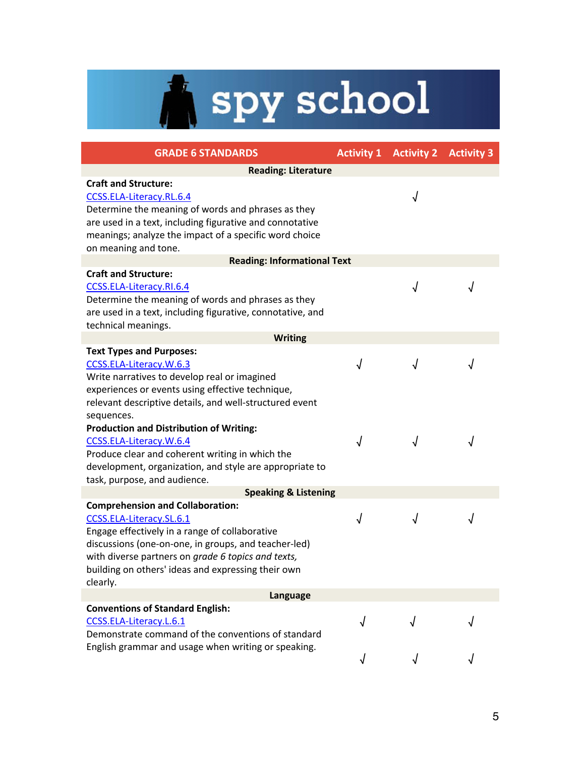# spy school

| GRADE 6 STANDARDS | Activity 1 | Activity 2 | Activity 3 |
|---|---|---|---|
| **Reading: Literature** | | | |
| **Craft and Structure:** [CCSS.ELA-Literacy.RL.6.4](CCSS.ELA-Literacy.RL.6.4) Determine the meaning of words and phrases as they are used in a text, including figurative and connotative meanings; analyze the impact of a specific word choice on meaning and tone. | | √ | |
| **Reading: Informational Text** | | | |
| **Craft and Structure:** CCSS.ELA-Literacy.RI.6.4 Determine the meaning of words and phrases as they are used in a text, including figurative, connotative, and technical meanings. | | √ | √ |
| **Writing** | | | |
| **Text Types and Purposes:** CCSS.ELA-Literacy.W.6.3 Write narratives to develop real or imagined experiences or events using effective technique, relevant descriptive details, and well-structured event sequences. | √ | √ | √ |
| **Production and Distribution of Writing:** CCSS.ELA-Literacy.W.6.4 Produce clear and coherent writing in which the development, organization, and style are appropriate to task, purpose, and audience. | √ | √ | √ |
| **Speaking & Listening** | | | |
| **Comprehension and Collaboration:** CCSS.ELA-Literacy.SL.6.1 Engage effectively in a range of collaborative discussions (one-on-one, in groups, and teacher-led) with diverse partners on *grade 6 topics and texts,* building on others' ideas and expressing their own clearly. | √ | √ | √ |
| **Language** | | | |
| **Conventions of Standard English:** CCSS.ELA-Literacy.L.6.1 Demonstrate command of the conventions of standard English grammar and usage when writing or speaking. | √ | √ | √ |
| | √ | √ | √ |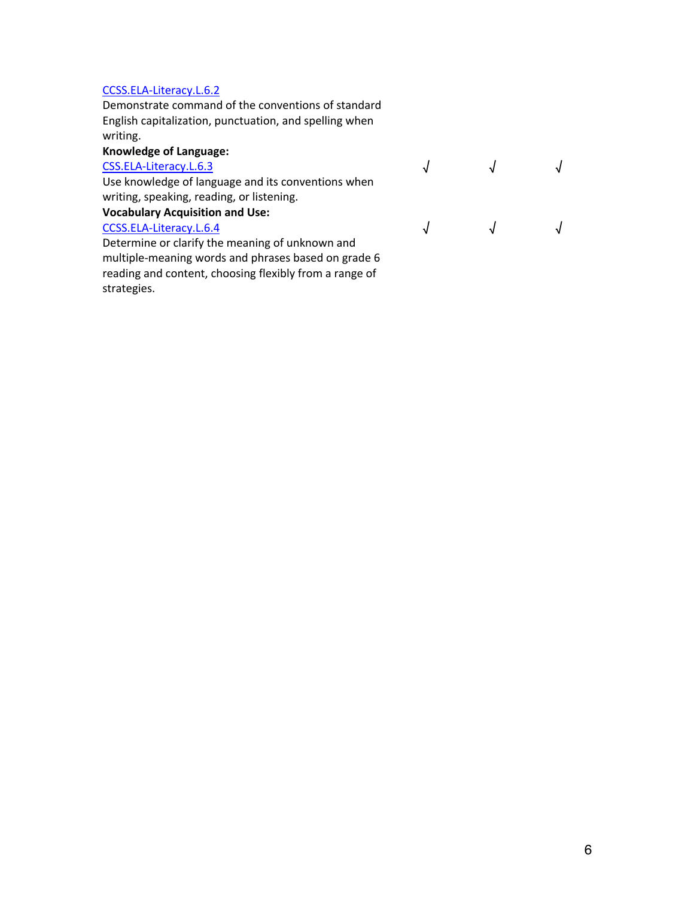| | | | |
|---|---|---|---|
| CCSS.ELA-Literacy.L.6.2<br>Demonstrate command of the conventions of standard English capitalization, punctuation, and spelling when writing. | | | |
| **Knowledge of Language:**<br>CSS.ELA-Literacy.L.6.3<br>Use knowledge of language and its conventions when writing, speaking, reading, or listening. | √ | √ | √ |
| **Vocabulary Acquisition and Use:**<br>CCSS.ELA-Literacy.L.6.4<br>Determine or clarify the meaning of unknown and multiple-meaning words and phrases based on grade 6 reading and content, choosing flexibly from a range of strategies. | √ | √ | √ |